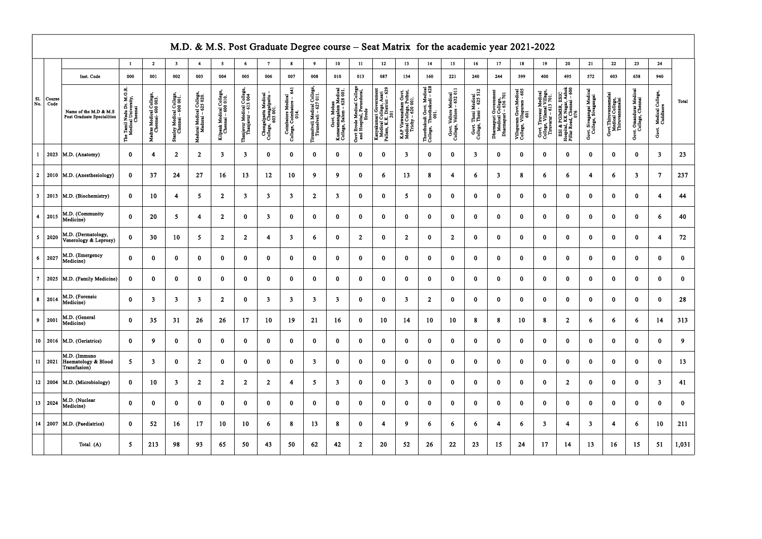# M.D. & M.S. Post Graduate Degree course – Seat Matrix for the academic year 2021-2022

| | | | 1 | 2 | 3 | 4 | 5 | 6 | 7 | 8 | 9 | 10 | 11 | 12 | 13 | 14 | 15 | 16 | 17 | 18 | 19 | 20 | 21 | 22 | 23 | 24 | |
|---|---|---|---|---|---|---|---|---|---|---|---|---|---|---|---|---|---|---|---|---|---|---|---|---|---|---|---|
| | | Inst. Code | 000 | 001 | 002 | 003 | 004 | 005 | 006 | 007 | 008 | 010 | 013 | 087 | 134 | 160 | 221 | 240 | 244 | 399 | 400 | 495 | 572 | 603 | 638 | 940 | |
| Sl. No. | Course Code | Name of the M.D & M.S Post Graduate Specialities | The Tamil Nadu Dr. M.G.R. Medical University, Chennai | Madras Medical College, Chennai- 600 003. | Stanley Medical College, Chennai – 600 001. | Madurai Medical College, Madurai – 625 020. | Kilpauk Medical College, Chennai – 600 010. | Thanjavur Medical College, Thanjavur – 613 004 | Chengalpattu Medical College, Chengalpattu – 603 001. | Coimbatore Medical College, Coimbatore – 641 014. | Tirunelveli Medical College, Tirunelveli – 627 011. | Govt. Mohan Kumaramangalam Medical College, Salem – 636 001. | Govt Erode Medical College and Hospital, Perundurai, Erode | Kanyakumari Government Medical College, Asari Pallam, K.K. District – 629 201 | KAP Viswanatham Govt. Medical College, Puthur, Trichy – 620 001. | Thoothukudi Govt. Medical College, Thoothukudi – 628 001. | Govt. Vellore Medical College, Vellore – 632 011 | Govt. Theni Medical College, Theni – 625 512 | Dharmapuri Government Medical College, Dharmapuri – 636 701 | Villupuram Govt.Medical College, Villupuram - 605 601 | Govt. Tiruvarur Medical College, Vilamal Village, Tiruvarur – 613 701. | ESI & PGIMSR, ESIC Hospital, KK Nagar, Ashok Pillar Road, Chennai – 600 078 | Govt. Sivagangai Medical College, Sivagangai | Govt.Thiruvannamalai Medical College, Thiruvannamalai | Govt. Omandurar Medical College, Chennai | Govt. Medical College, Cuddalore | Total |
| 1 | 2023 | M.D. (Anatomy) | 0 | 4 | 2 | 2 | 3 | 3 | 0 | 0 | 0 | 0 | 0 | 0 | 3 | 0 | 0 | 3 | 0 | 0 | 0 | 0 | 0 | 0 | 0 | 3 | 23 |
| 2 | 2010 | M.D. (Anesthesiology) | 0 | 37 | 24 | 27 | 16 | 13 | 12 | 10 | 9 | 9 | 0 | 6 | 13 | 8 | 4 | 6 | 3 | 8 | 6 | 6 | 4 | 6 | 3 | 7 | 237 |
| 3 | 2013 | M.D. (Biochemistry) | 0 | 10 | 4 | 5 | 2 | 3 | 3 | 3 | 2 | 3 | 0 | 0 | 5 | 0 | 0 | 0 | 0 | 0 | 0 | 0 | 0 | 0 | 0 | 4 | 44 |
| 4 | 2015 | M.D. (Community Medicine) | 0 | 20 | 5 | 4 | 2 | 0 | 3 | 0 | 0 | 0 | 0 | 0 | 0 | 0 | 0 | 0 | 0 | 0 | 0 | 0 | 0 | 0 | 0 | 6 | 40 |
| 5 | 2020 | M.D. (Dermatology, Venerology & Leprosy) | 0 | 30 | 10 | 5 | 2 | 2 | 4 | 3 | 6 | 0 | 2 | 0 | 2 | 0 | 2 | 0 | 0 | 0 | 0 | 0 | 0 | 0 | 0 | 4 | 72 |
| 6 | 2027 | M.D. (Emergency Medicine) | 0 | 0 | 0 | 0 | 0 | 0 | 0 | 0 | 0 | 0 | 0 | 0 | 0 | 0 | 0 | 0 | 0 | 0 | 0 | 0 | 0 | 0 | 0 | 0 | 0 |
| 7 | 2025 | M.D. (Family Medicine) | 0 | 0 | 0 | 0 | 0 | 0 | 0 | 0 | 0 | 0 | 0 | 0 | 0 | 0 | 0 | 0 | 0 | 0 | 0 | 0 | 0 | 0 | 0 | 0 | 0 |
| 8 | 2014 | M.D. (Forensic Medicine) | 0 | 3 | 3 | 3 | 2 | 0 | 3 | 3 | 3 | 3 | 0 | 0 | 3 | 2 | 0 | 0 | 0 | 0 | 0 | 0 | 0 | 0 | 0 | 0 | 28 |
| 9 | 2001 | M.D. (General Medicine) | 0 | 35 | 31 | 26 | 26 | 17 | 10 | 19 | 21 | 16 | 0 | 10 | 14 | 10 | 10 | 8 | 8 | 10 | 8 | 2 | 6 | 6 | 6 | 14 | 313 |
| 10 | 2016 | M.D. (Geriatrics) | 0 | 9 | 0 | 0 | 0 | 0 | 0 | 0 | 0 | 0 | 0 | 0 | 0 | 0 | 0 | 0 | 0 | 0 | 0 | 0 | 0 | 0 | 0 | 0 | 9 |
| 11 | 2021 | M.D. (Immuno Haematology & Blood Transfusion) | 5 | 3 | 0 | 2 | 0 | 0 | 0 | 0 | 3 | 0 | 0 | 0 | 0 | 0 | 0 | 0 | 0 | 0 | 0 | 0 | 0 | 0 | 0 | 0 | 13 |
| 12 | 2004 | M.D. (Microbiology) | 0 | 10 | 3 | 2 | 2 | 2 | 2 | 4 | 5 | 3 | 0 | 0 | 3 | 0 | 0 | 0 | 0 | 0 | 0 | 2 | 0 | 0 | 0 | 3 | 41 |
| 13 | 2024 | M.D. (Nuclear Medicine) | 0 | 0 | 0 | 0 | 0 | 0 | 0 | 0 | 0 | 0 | 0 | 0 | 0 | 0 | 0 | 0 | 0 | 0 | 0 | 0 | 0 | 0 | 0 | 0 | 0 |
| 14 | 2007 | M.D. (Paediatrics) | 0 | 52 | 16 | 17 | 10 | 10 | 6 | 8 | 13 | 8 | 0 | 4 | 9 | 6 | 6 | 6 | 4 | 6 | 3 | 4 | 3 | 4 | 6 | 10 | 211 |
| | | Total (A) | 5 | 213 | 98 | 93 | 65 | 50 | 43 | 50 | 62 | 42 | 2 | 20 | 52 | 26 | 22 | 23 | 15 | 24 | 17 | 14 | 13 | 16 | 15 | 51 | 1,031 |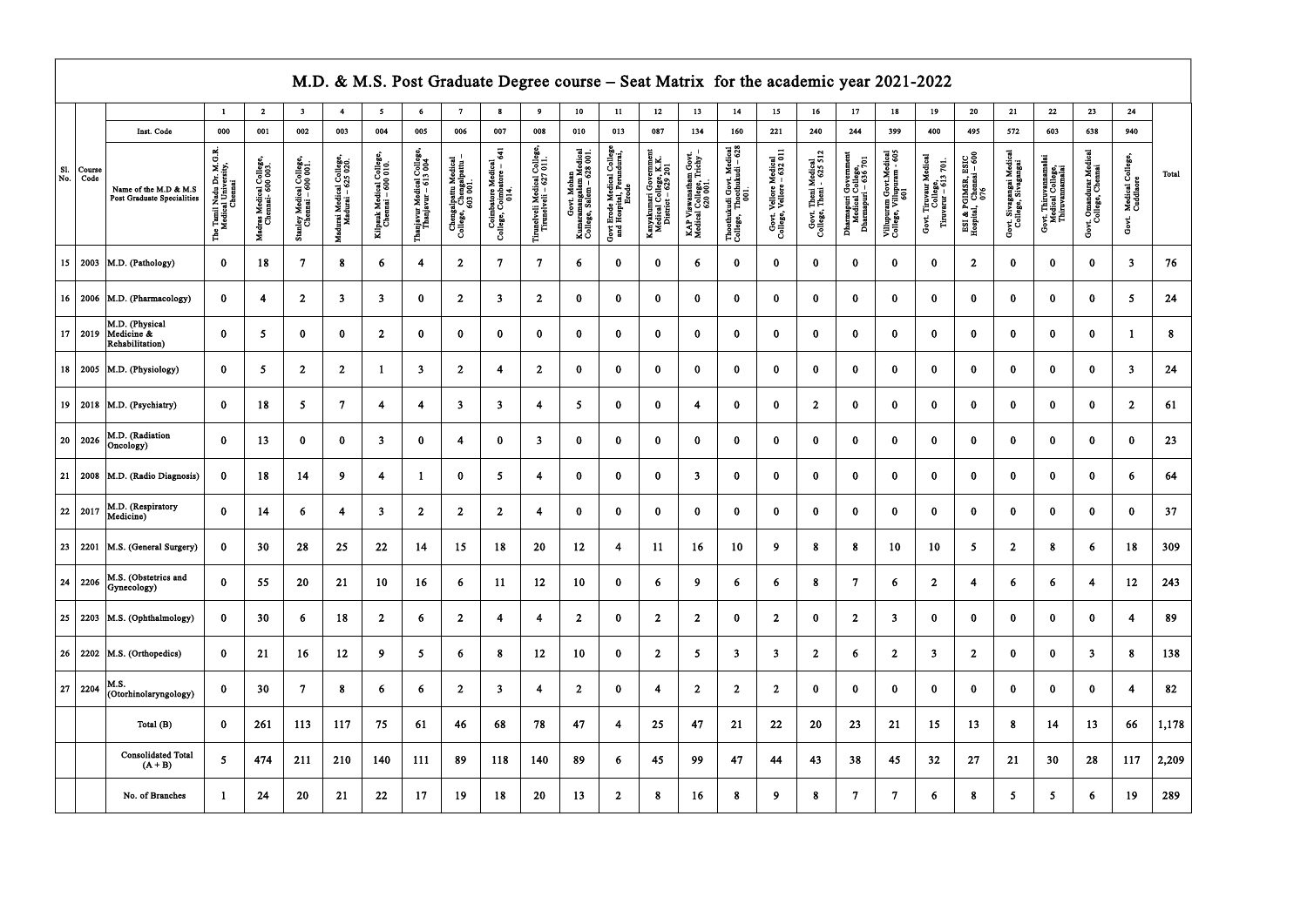# M.D. & M.S. Post Graduate Degree course – Seat Matrix for the academic year 2021-2022

| Sl. No. | Course Code | | 1 | 2 | 3 | 4 | 5 | 6 | 7 | 8 | 9 | 10 | 11 | 12 | 13 | 14 | 15 | 16 | 17 | 18 | 19 | 20 | 21 | 22 | 23 | 24 | Total |
|---|---|---|---|---|---|---|---|---|---|---|---|---|---|---|---|---|---|---|---|---|---|---|---|---|---|---|---|
| | | Inst. Code | 000 | 001 | 002 | 003 | 004 | 005 | 006 | 007 | 008 | 010 | 013 | 087 | 134 | 160 | 221 | 240 | 244 | 399 | 400 | 495 | 572 | 603 | 638 | 940 | |
| | | Name of the M.D & M.S Post Graduate Specialities | The Tamil Nadu Dr. M.G.R. Medical University, Chennai | Madras Medical College, Chennai- 600 003. | Stanley Medical College, Chennai – 600 001. | Madurai Medical College, Madurai – 625 020. | Kilpauk Medical College, Chennai – 600 010. | Thanjavur Medical College, Thanjavur – 613 004 | Chengalpattu Medical College, Chengalpattu – 603 001. | Coimbatore Medical College, Coimbatore – 641 014. | Tirunelveli Medical College, Tirunelveli – 627 011. | Govt. Mohan Kumaramangalam Medical College, Salem – 628 001. | Govt Erode Medical College and Hospital, Perundurai, Erode | Kanyakumari Government Medical College, K.K. District – 629 201 | KAP Viswanatham Govt. Medical College, Trichy – 620 001. | Thoothukudi Govt. Medical College, Thoothukudi – 628 001. | Govt. Vellore Medical College, Vellore – 632 011 | Govt. Theni Medical College, Theni - 625 512 | Dharmapuri Government Medical College, Dharmapuri – 636 701 | Villupuram Govt.Medical College, Villupuram - 605 601 | Govt. Tiruvarur Medical College, Tiruvarur – 613 701. | ESI & PGIMSR, ESIC Hospital, Chennai – 600 076 | Govt. Sivagangai Medical College, Sivagangai | Govt. Thiruvannamalai Medical College, Thiruvannamalai | Govt. Omandurar Medical College, Chennai | Govt. Medical College, Cuddalore | |
| 15 | 2003 | M.D. (Pathology) | 0 | 18 | 7 | 8 | 6 | 4 | 2 | 7 | 7 | 6 | 0 | 0 | 6 | 0 | 0 | 0 | 0 | 0 | 0 | 2 | 0 | 0 | 0 | 3 | 76 |
| 16 | 2006 | M.D. (Pharmacology) | 0 | 4 | 2 | 3 | 3 | 0 | 2 | 3 | 2 | 0 | 0 | 0 | 0 | 0 | 0 | 0 | 0 | 0 | 0 | 0 | 0 | 0 | 0 | 5 | 24 |
| 17 | 2019 | M.D. (Physical Medicine & Rehabilitation) | 0 | 5 | 0 | 0 | 2 | 0 | 0 | 0 | 0 | 0 | 0 | 0 | 0 | 0 | 0 | 0 | 0 | 0 | 0 | 0 | 0 | 0 | 0 | 1 | 8 |
| 18 | 2005 | M.D. (Physiology) | 0 | 5 | 2 | 2 | 1 | 3 | 2 | 4 | 2 | 0 | 0 | 0 | 0 | 0 | 0 | 0 | 0 | 0 | 0 | 0 | 0 | 0 | 0 | 3 | 24 |
| 19 | 2018 | M.D. (Psychiatry) | 0 | 18 | 5 | 7 | 4 | 4 | 3 | 3 | 4 | 5 | 0 | 0 | 4 | 0 | 0 | 2 | 0 | 0 | 0 | 0 | 0 | 0 | 0 | 2 | 61 |
| 20 | 2026 | M.D. (Radiation Oncology) | 0 | 13 | 0 | 0 | 3 | 0 | 4 | 0 | 3 | 0 | 0 | 0 | 0 | 0 | 0 | 0 | 0 | 0 | 0 | 0 | 0 | 0 | 0 | 0 | 23 |
| 21 | 2008 | M.D. (Radio Diagnosis) | 0 | 18 | 14 | 9 | 4 | 1 | 0 | 5 | 4 | 0 | 0 | 0 | 3 | 0 | 0 | 0 | 0 | 0 | 0 | 0 | 0 | 0 | 0 | 6 | 64 |
| 22 | 2017 | M.D. (Respiratory Medicine) | 0 | 14 | 6 | 4 | 3 | 2 | 2 | 2 | 4 | 0 | 0 | 0 | 0 | 0 | 0 | 0 | 0 | 0 | 0 | 0 | 0 | 0 | 0 | 0 | 37 |
| 23 | 2201 | M.S. (General Surgery) | 0 | 30 | 28 | 25 | 22 | 14 | 15 | 18 | 20 | 12 | 4 | 11 | 16 | 10 | 9 | 8 | 8 | 10 | 10 | 5 | 2 | 8 | 6 | 18 | 309 |
| 24 | 2206 | M.S. (Obstetrics and Gynecology) | 0 | 55 | 20 | 21 | 10 | 16 | 6 | 11 | 12 | 10 | 0 | 6 | 9 | 6 | 6 | 8 | 7 | 6 | 2 | 4 | 6 | 6 | 4 | 12 | 243 |
| 25 | 2203 | M.S. (Ophthalmology) | 0 | 30 | 6 | 18 | 2 | 6 | 2 | 4 | 4 | 2 | 0 | 2 | 2 | 0 | 2 | 0 | 2 | 3 | 0 | 0 | 0 | 0 | 0 | 4 | 89 |
| 26 | 2202 | M.S. (Orthopedics) | 0 | 21 | 16 | 12 | 9 | 5 | 6 | 8 | 12 | 10 | 0 | 2 | 5 | 3 | 3 | 2 | 6 | 2 | 3 | 2 | 0 | 0 | 3 | 8 | 138 |
| 27 | 2204 | M.S. (Otorhinolaryngology) | 0 | 30 | 7 | 8 | 6 | 6 | 2 | 3 | 4 | 2 | 0 | 4 | 2 | 2 | 2 | 0 | 0 | 0 | 0 | 0 | 0 | 0 | 0 | 4 | 82 |
| | | Total (B) | 0 | 261 | 113 | 117 | 75 | 61 | 46 | 68 | 78 | 47 | 4 | 25 | 47 | 21 | 22 | 20 | 23 | 21 | 15 | 13 | 8 | 14 | 13 | 66 | 1,178 |
| | | Consolidated Total (A + B) | 5 | 474 | 211 | 210 | 140 | 111 | 89 | 118 | 140 | 89 | 6 | 45 | 99 | 47 | 44 | 43 | 38 | 45 | 32 | 27 | 21 | 30 | 28 | 117 | 2,209 |
| | | No. of Branches | 1 | 24 | 20 | 21 | 22 | 17 | 19 | 18 | 20 | 13 | 2 | 8 | 16 | 8 | 9 | 8 | 7 | 7 | 6 | 8 | 5 | 5 | 6 | 19 | 289 |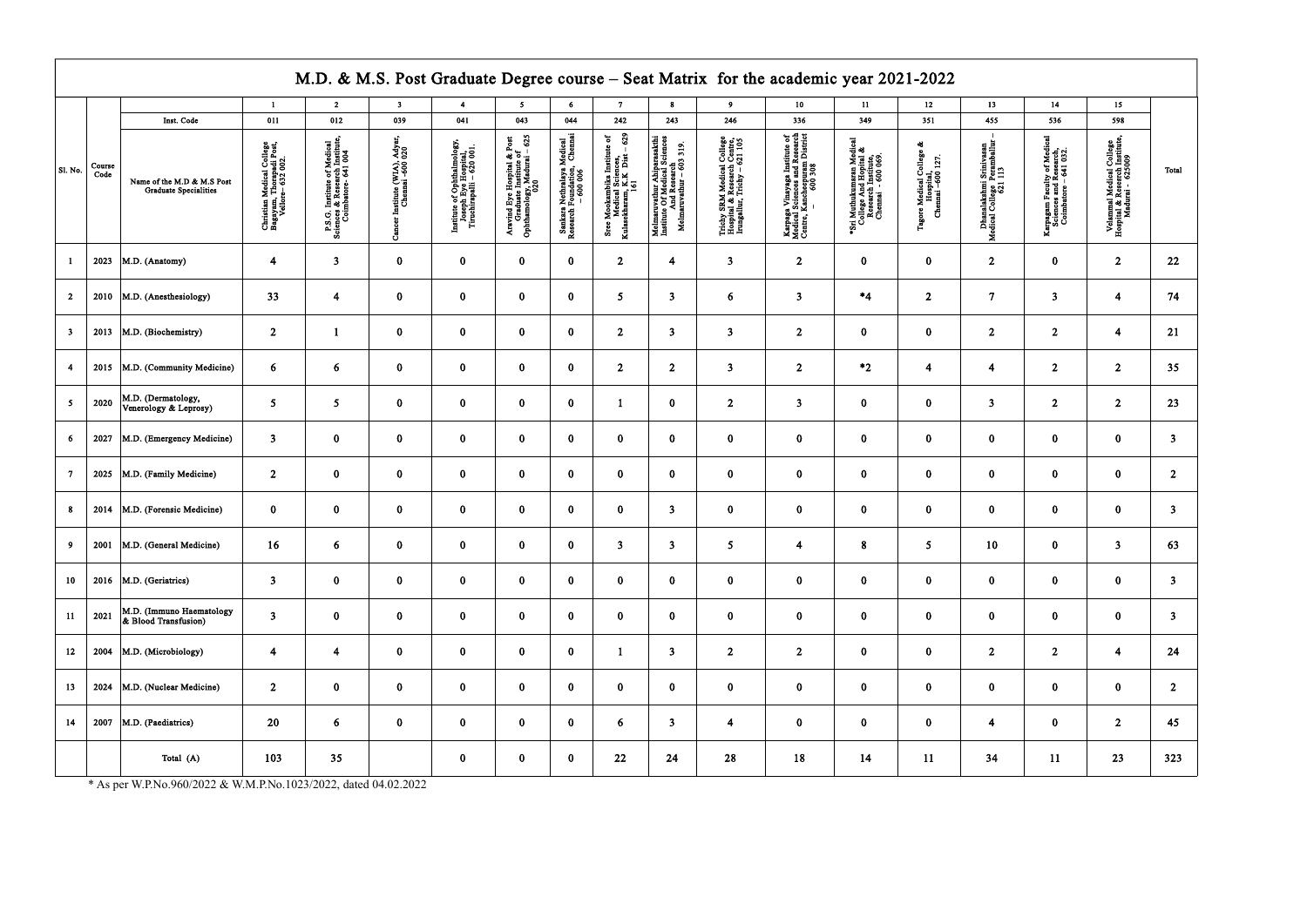# M.D. & M.S. Post Graduate Degree course – Seat Matrix for the academic year 2021-2022

| Sl. No. | Course Code | | 1 | 2 | 3 | 4 | 5 | 6 | 7 | 8 | 9 | 10 | 11 | 12 | 13 | 14 | 15 | Total |
|---|---|---|---|---|---|---|---|---|---|---|---|---|---|---|---|---|---|---|
| | | Inst. Code | 011 | 012 | 039 | 041 | 043 | 044 | 242 | 243 | 246 | 336 | 349 | 351 | 455 | 536 | 598 | |
| | | Name of the M.D & M.S Post Graduate Specialities | Christian Medical College Bagayam, Thorapadi Post, Vellore– 632 002. | P.S.G. Institute of Medical Sciences & Research Institute, Coimbatore- 641 004 | Cancer Institute (WIA), Adyar, Chennai -600 020 | Institute of Ophthalmology, Joseph Eye Hospital, Tiruchirapalli – 620 001. | Aravind Eye Hospital & Post Graduate Institute of Ophthalmology, Madurai – 625 020 | Sankara Nethralaya Medical Research Foundation, Chennai – 600 006 | Sree Mookambika Institute of Medical Sciences, Kulasekharam, K.K Dist – 629 161 | Melmaruvathur Adhiparasakthi Institute Of Medical Sciences And Research Melmaruvathur – 603 319. | Trichy SRM Medical College Hospital & Research Centre, Irungallur, Trichy – 621 105 | Karpaga Vinayaga Institute of Medical Sciences and Research Centre, Kancheepuram District – 600 308 | *Sri Muthukumaran Medical College And Hopital & Research Institute, Chennai - 600 069. | Tagore Medical College & Hospital, Chennai -600 127. | Dhanalakshmi Srinivasan Medical College Perambalur – 621 113 | Karpagam Faculty of Medical Sciences and Research, Coimbatore – 641 032. | Velammal Medical College Hospital & Research Institute, Madurai - 625009 | |
| 1 | 2023 | M.D. (Anatomy) | 4 | 3 | 0 | 0 | 0 | 0 | 2 | 4 | 3 | 2 | 0 | 0 | 2 | 0 | 2 | 22 |
| 2 | 2010 | M.D. (Anesthesiology) | 33 | 4 | 0 | 0 | 0 | 0 | 5 | 3 | 6 | 3 | *4 | 2 | 7 | 3 | 4 | 74 |
| 3 | 2013 | M.D. (Biochemistry) | 2 | 1 | 0 | 0 | 0 | 0 | 2 | 3 | 3 | 2 | 0 | 0 | 2 | 2 | 4 | 21 |
| 4 | 2015 | M.D. (Community Medicine) | 6 | 6 | 0 | 0 | 0 | 0 | 2 | 2 | 3 | 2 | *2 | 4 | 4 | 2 | 2 | 35 |
| 5 | 2020 | M.D. (Dermatology, Venerology & Leprosy) | 5 | 5 | 0 | 0 | 0 | 0 | 1 | 0 | 2 | 3 | 0 | 0 | 3 | 2 | 2 | 23 |
| 6 | 2027 | M.D. (Emergency Medicine) | 3 | 0 | 0 | 0 | 0 | 0 | 0 | 0 | 0 | 0 | 0 | 0 | 0 | 0 | 0 | 3 |
| 7 | 2025 | M.D. (Family Medicine) | 2 | 0 | 0 | 0 | 0 | 0 | 0 | 0 | 0 | 0 | 0 | 0 | 0 | 0 | 0 | 2 |
| 8 | 2014 | M.D. (Forensic Medicine) | 0 | 0 | 0 | 0 | 0 | 0 | 0 | 3 | 0 | 0 | 0 | 0 | 0 | 0 | 0 | 3 |
| 9 | 2001 | M.D. (General Medicine) | 16 | 6 | 0 | 0 | 0 | 0 | 3 | 3 | 5 | 4 | 8 | 5 | 10 | 0 | 3 | 63 |
| 10 | 2016 | M.D. (Geriatrics) | 3 | 0 | 0 | 0 | 0 | 0 | 0 | 0 | 0 | 0 | 0 | 0 | 0 | 0 | 0 | 3 |
| 11 | 2021 | M.D. (Immuno Haematology & Blood Transfusion) | 3 | 0 | 0 | 0 | 0 | 0 | 0 | 0 | 0 | 0 | 0 | 0 | 0 | 0 | 0 | 3 |
| 12 | 2004 | M.D. (Microbiology) | 4 | 4 | 0 | 0 | 0 | 0 | 1 | 3 | 2 | 2 | 0 | 0 | 2 | 2 | 4 | 24 |
| 13 | 2024 | M.D. (Nuclear Medicine) | 2 | 0 | 0 | 0 | 0 | 0 | 0 | 0 | 0 | 0 | 0 | 0 | 0 | 0 | 0 | 2 |
| 14 | 2007 | M.D. (Paediatrics) | 20 | 6 | 0 | 0 | 0 | 0 | 6 | 3 | 4 | 0 | 0 | 0 | 4 | 0 | 2 | 45 |
| | | Total (A) | 103 | 35 | | 0 | 0 | 0 | 22 | 24 | 28 | 18 | 14 | 11 | 34 | 11 | 23 | 323 |

* As per W.P.No.960/2022 & W.M.P.No.1023/2022, dated 04.02.2022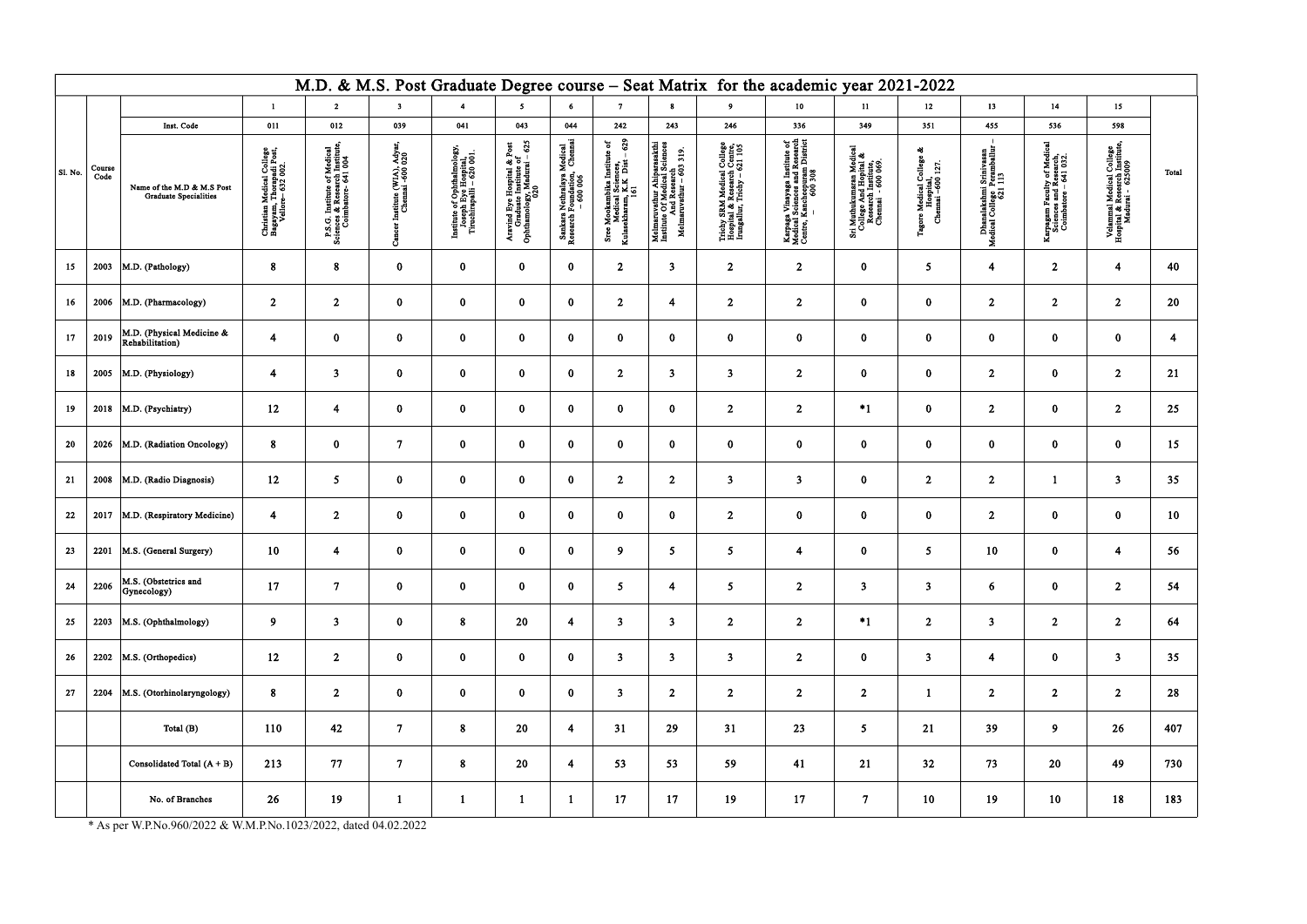# M.D. & M.S. Post Graduate Degree course – Seat Matrix for the academic year 2021-2022

| Sl. No. | Course Code | | 1 | 2 | 3 | 4 | 5 | 6 | 7 | 8 | 9 | 10 | 11 | 12 | 13 | 14 | 15 | Total |
|---|---|---|---|---|---|---|---|---|---|---|---|---|---|---|---|---|---|---|
| | | Inst. Code | 011 | 012 | 039 | 041 | 043 | 044 | 242 | 243 | 246 | 336 | 349 | 351 | 455 | 536 | 598 | |
| | | Name of the M.D & M.S Post Graduate Specialities | Christian Medical College Bagayam, Thorapadi Post, Vellore– 632 002. | P.S.G. Institute of Medical Sciences & Research Institute, Coimbatore- 641 004 | Cancer Institute (WIA), Adyar, Chennai -600 020 | Institute of Ophthalmology, Joseph Eye Hospital, Tiruchirapalli – 620 001. | Aravind Eye Hospital & Post Graduate Institute of Ophthamology, Madurai – 625 020 | Sankara Nethralaya Medical Research Foundation, Chennai – 600 006 | Sree Mookambika Institute of Medical Sciences, Kulasekharam, K.K. Dist – 629 161 | Melmaruvathur Ahiparasakthi Institute Of Medical Sciences And Research Melmaruvathur – 603 319. | Trichy SRM Medical College Hospital & Research Centre, Irungallur, Trichy – 621 105 | Karpaga Vinayaga Institute of Medical Sciences and Research Centre, Kancheepuram District – 600 308 | Sri Muthukumaran Medical College And Hopital & Research Institute, Chennai - 600 069. | Tagore Medical College & Hospital, Chennai -600 127. | Dhanalakshmi Srinivasan Medical College Perambalur – 621 113 | Karpagam Faculty of Medical Sciences and Research, Coimbatore – 641 032. | Velammal Medical College Hospital & Research Institute, Madurai - 625009 | |
| 15 | 2003 | M.D. (Pathology) | 8 | 8 | 0 | 0 | 0 | 0 | 2 | 3 | 2 | 2 | 0 | 5 | 4 | 2 | 4 | 40 |
| 16 | 2006 | M.D. (Pharmacology) | 2 | 2 | 0 | 0 | 0 | 0 | 2 | 4 | 2 | 2 | 0 | 0 | 2 | 2 | 2 | 20 |
| 17 | 2019 | M.D. (Physical Medicine & Rehabilitation) | 4 | 0 | 0 | 0 | 0 | 0 | 0 | 0 | 0 | 0 | 0 | 0 | 0 | 0 | 0 | 4 |
| 18 | 2005 | M.D. (Physiology) | 4 | 3 | 0 | 0 | 0 | 0 | 2 | 3 | 3 | 2 | 0 | 0 | 2 | 0 | 2 | 21 |
| 19 | 2018 | M.D. (Psychiatry) | 12 | 4 | 0 | 0 | 0 | 0 | 0 | 0 | 2 | 2 | *1 | 0 | 2 | 0 | 2 | 25 |
| 20 | 2026 | M.D. (Radiation Oncology) | 8 | 0 | 7 | 0 | 0 | 0 | 0 | 0 | 0 | 0 | 0 | 0 | 0 | 0 | 0 | 15 |
| 21 | 2008 | M.D. (Radio Diagnosis) | 12 | 5 | 0 | 0 | 0 | 0 | 2 | 2 | 3 | 3 | 0 | 2 | 2 | 1 | 3 | 35 |
| 22 | 2017 | M.D. (Respiratory Medicine) | 4 | 2 | 0 | 0 | 0 | 0 | 0 | 0 | 2 | 0 | 0 | 0 | 2 | 0 | 0 | 10 |
| 23 | 2201 | M.S. (General Surgery) | 10 | 4 | 0 | 0 | 0 | 0 | 9 | 5 | 5 | 4 | 0 | 5 | 10 | 0 | 4 | 56 |
| 24 | 2206 | M.S. (Obstetrics and Gynecology) | 17 | 7 | 0 | 0 | 0 | 0 | 5 | 4 | 5 | 2 | 3 | 3 | 6 | 0 | 2 | 54 |
| 25 | 2203 | M.S. (Ophthalmology) | 9 | 3 | 0 | 8 | 20 | 4 | 3 | 3 | 2 | 2 | *1 | 2 | 3 | 2 | 2 | 64 |
| 26 | 2202 | M.S. (Orthopedics) | 12 | 2 | 0 | 0 | 0 | 0 | 3 | 3 | 3 | 2 | 0 | 3 | 4 | 0 | 3 | 35 |
| 27 | 2204 | M.S. (Otorhinolaryngology) | 8 | 2 | 0 | 0 | 0 | 0 | 3 | 2 | 2 | 2 | 2 | 1 | 2 | 2 | 2 | 28 |
| | | Total (B) | 110 | 42 | 7 | 8 | 20 | 4 | 31 | 29 | 31 | 23 | 5 | 21 | 39 | 9 | 26 | 407 |
| | | Consolidated Total (A + B) | 213 | 77 | 7 | 8 | 20 | 4 | 53 | 53 | 59 | 41 | 21 | 32 | 73 | 20 | 49 | 730 |
| | | No. of Branches | 26 | 19 | 1 | 1 | 1 | 1 | 17 | 17 | 19 | 17 | 7 | 10 | 19 | 10 | 18 | 183 |

* As per W.P.No.960/2022 & W.M.P.No.1023/2022, dated 04.02.2022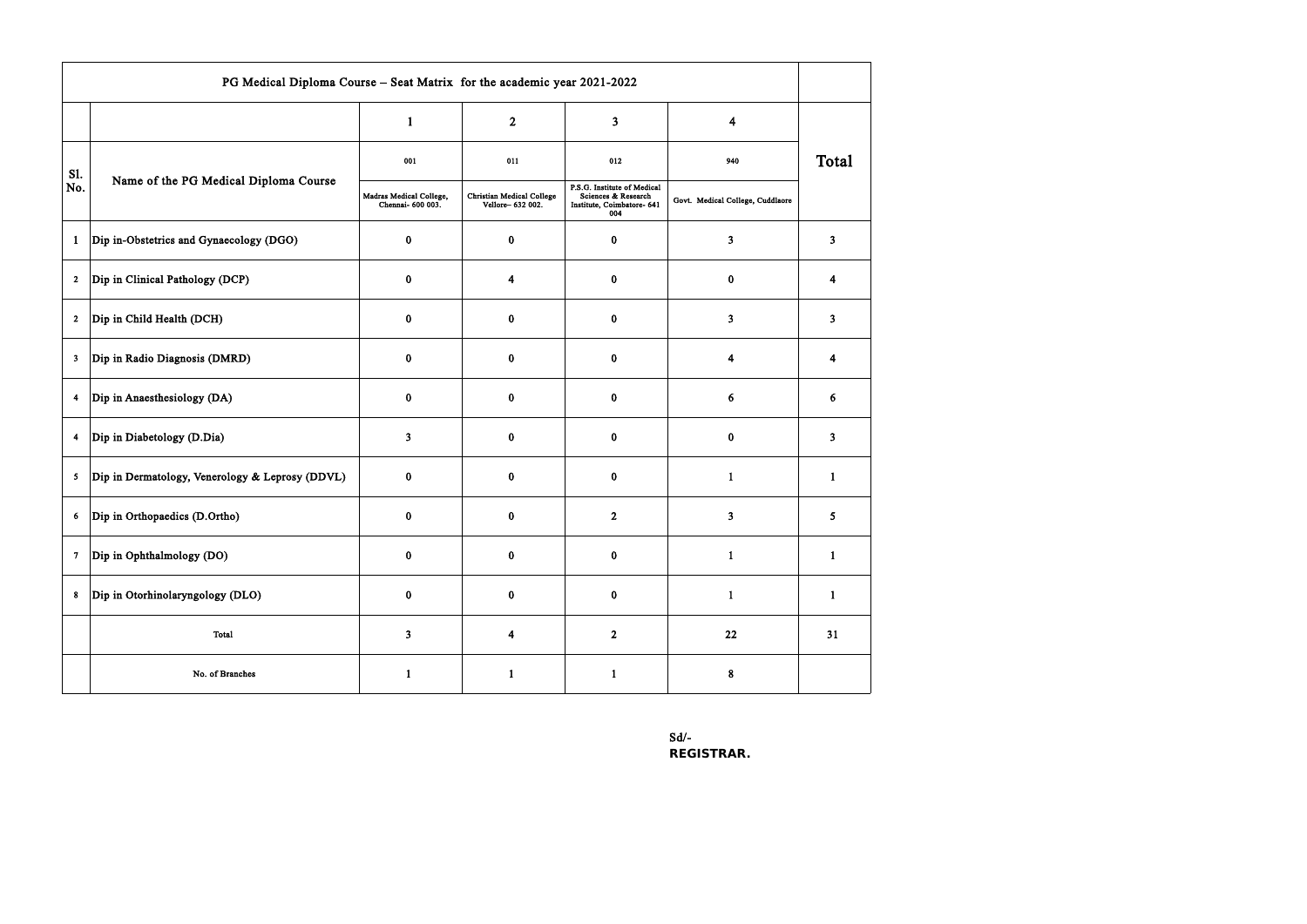| PG Medical Diploma Course – Seat Matrix for the academic year 2021-2022 | | | | | | |
|---|---|---|---|---|---|---|
| Sl. No. | Name of the PG Medical Diploma Course | 1 | 2 | 3 | 4 | Total |
| | | 001 | 011 | 012 | 940 | |
| | | Madras Medical College, Chennai- 600 003. | Christian Medical College Vellore– 632 002. | P.S.G. Institute of Medical Sciences & Research Institute, Coimbatore- 641 004 | Govt. Medical College, Cuddlaore | |
| 1 | Dip in-Obstetrics and Gynaecology (DGO) | 0 | 0 | 0 | 3 | 3 |
| 2 | Dip in Clinical Pathology (DCP) | 0 | 4 | 0 | 0 | 4 |
| 2 | Dip in Child Health (DCH) | 0 | 0 | 0 | 3 | 3 |
| 3 | Dip in Radio Diagnosis (DMRD) | 0 | 0 | 0 | 4 | 4 |
| 4 | Dip in Anaesthesiology (DA) | 0 | 0 | 0 | 6 | 6 |
| 4 | Dip in Diabetology (D.Dia) | 3 | 0 | 0 | 0 | 3 |
| 5 | Dip in Dermatology, Venerology & Leprosy (DDVL) | 0 | 0 | 0 | 1 | 1 |
| 6 | Dip in Orthopaedics (D.Ortho) | 0 | 0 | 2 | 3 | 5 |
| 7 | Dip in Ophthalmology (DO) | 0 | 0 | 0 | 1 | 1 |
| 8 | Dip in Otorhinolaryngology (DLO) | 0 | 0 | 0 | 1 | 1 |
| | Total | 3 | 4 | 2 | 22 | 31 |
| | No. of Branches | 1 | 1 | 1 | 8 | |

Sd/-
**REGISTRAR.**